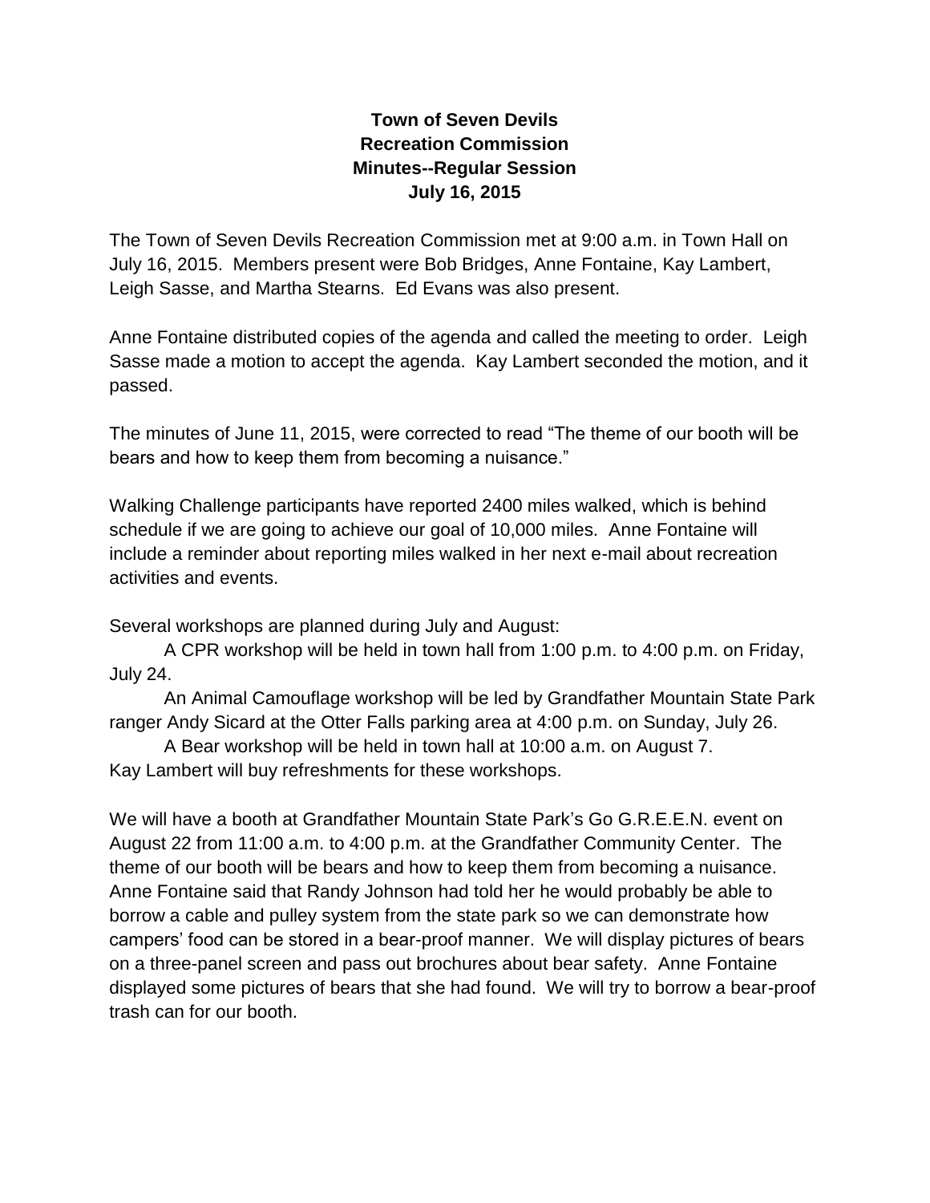**Town of Seven Devils**
**Recreation Commission**
**Minutes--Regular Session**
**July 16, 2015**

The Town of Seven Devils Recreation Commission met at 9:00 a.m. in Town Hall on July 16, 2015. Members present were Bob Bridges, Anne Fontaine, Kay Lambert, Leigh Sasse, and Martha Stearns. Ed Evans was also present.

Anne Fontaine distributed copies of the agenda and called the meeting to order. Leigh Sasse made a motion to accept the agenda. Kay Lambert seconded the motion, and it passed.

The minutes of June 11, 2015, were corrected to read "The theme of our booth will be bears and how to keep them from becoming a nuisance."

Walking Challenge participants have reported 2400 miles walked, which is behind schedule if we are going to achieve our goal of 10,000 miles. Anne Fontaine will include a reminder about reporting miles walked in her next e-mail about recreation activities and events.

Several workshops are planned during July and August:

A CPR workshop will be held in town hall from 1:00 p.m. to 4:00 p.m. on Friday, July 24.

An Animal Camouflage workshop will be led by Grandfather Mountain State Park ranger Andy Sicard at the Otter Falls parking area at 4:00 p.m. on Sunday, July 26.

A Bear workshop will be held in town hall at 10:00 a.m. on August 7.

Kay Lambert will buy refreshments for these workshops.

We will have a booth at Grandfather Mountain State Park's Go G.R.E.E.N. event on August 22 from 11:00 a.m. to 4:00 p.m. at the Grandfather Community Center. The theme of our booth will be bears and how to keep them from becoming a nuisance. Anne Fontaine said that Randy Johnson had told her he would probably be able to borrow a cable and pulley system from the state park so we can demonstrate how campers' food can be stored in a bear-proof manner. We will display pictures of bears on a three-panel screen and pass out brochures about bear safety. Anne Fontaine displayed some pictures of bears that she had found. We will try to borrow a bear-proof trash can for our booth.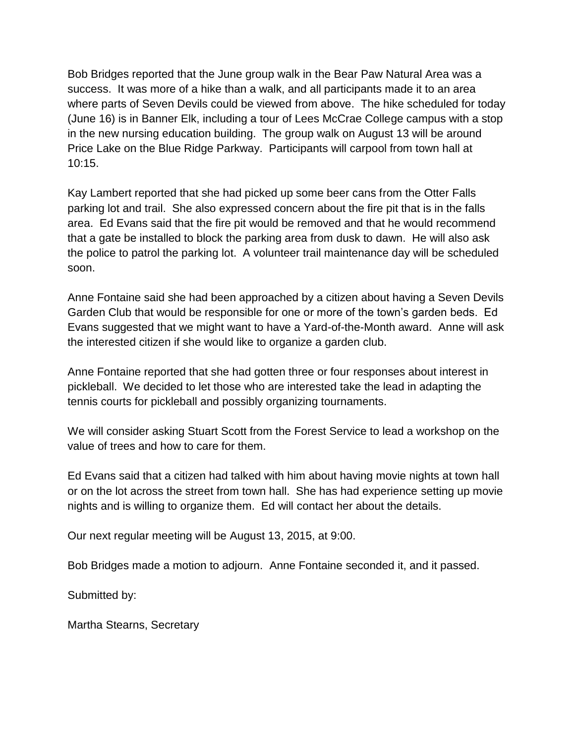Bob Bridges reported that the June group walk in the Bear Paw Natural Area was a success. It was more of a hike than a walk, and all participants made it to an area where parts of Seven Devils could be viewed from above. The hike scheduled for today (June 16) is in Banner Elk, including a tour of Lees McCrae College campus with a stop in the new nursing education building. The group walk on August 13 will be around Price Lake on the Blue Ridge Parkway. Participants will carpool from town hall at 10:15.

Kay Lambert reported that she had picked up some beer cans from the Otter Falls parking lot and trail. She also expressed concern about the fire pit that is in the falls area. Ed Evans said that the fire pit would be removed and that he would recommend that a gate be installed to block the parking area from dusk to dawn. He will also ask the police to patrol the parking lot. A volunteer trail maintenance day will be scheduled soon.

Anne Fontaine said she had been approached by a citizen about having a Seven Devils Garden Club that would be responsible for one or more of the town's garden beds. Ed Evans suggested that we might want to have a Yard-of-the-Month award. Anne will ask the interested citizen if she would like to organize a garden club.

Anne Fontaine reported that she had gotten three or four responses about interest in pickleball. We decided to let those who are interested take the lead in adapting the tennis courts for pickleball and possibly organizing tournaments.

We will consider asking Stuart Scott from the Forest Service to lead a workshop on the value of trees and how to care for them.

Ed Evans said that a citizen had talked with him about having movie nights at town hall or on the lot across the street from town hall. She has had experience setting up movie nights and is willing to organize them. Ed will contact her about the details.

Our next regular meeting will be August 13, 2015, at 9:00.

Bob Bridges made a motion to adjourn. Anne Fontaine seconded it, and it passed.

Submitted by:

Martha Stearns, Secretary